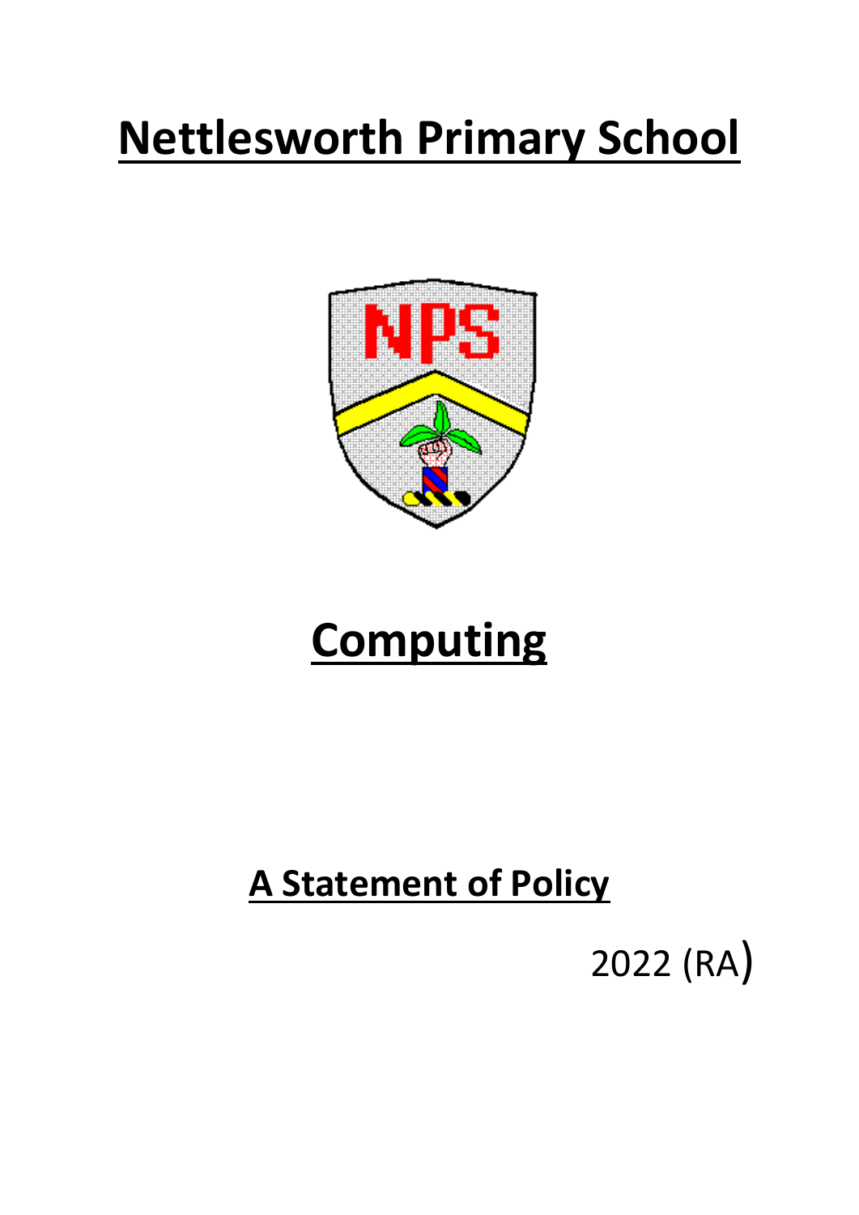# Nettlesworth Primary School

# Computing

## A Statement of Policy

2022 (RA)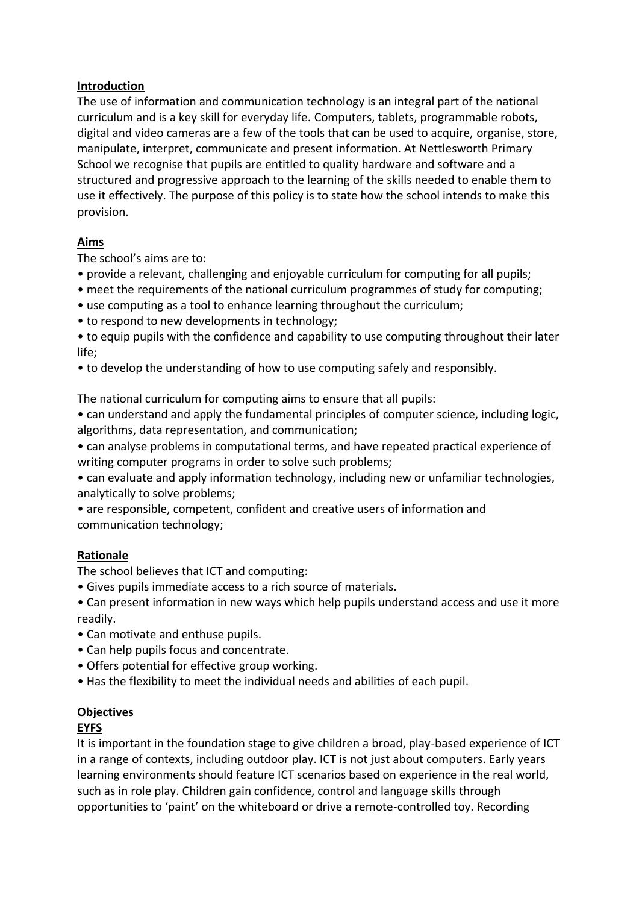## Introduction

The use of information and communication technology is an integral part of the national curriculum and is a key skill for everyday life. Computers, tablets, programmable robots, digital and video cameras are a few of the tools that can be used to acquire, organise, store, manipulate, interpret, communicate and present information. At Nettlesworth Primary School we recognise that pupils are entitled to quality hardware and software and a structured and progressive approach to the learning of the skills needed to enable them to use it effectively. The purpose of this policy is to state how the school intends to make this provision.

## Aims

The school's aims are to:

- provide a relevant, challenging and enjoyable curriculum for computing for all pupils;
- meet the requirements of the national curriculum programmes of study for computing;
- use computing as a tool to enhance learning throughout the curriculum;
- to respond to new developments in technology;
- to equip pupils with the confidence and capability to use computing throughout their later life;
- to develop the understanding of how to use computing safely and responsibly.

The national curriculum for computing aims to ensure that all pupils:

- can understand and apply the fundamental principles of computer science, including logic, algorithms, data representation, and communication;
- can analyse problems in computational terms, and have repeated practical experience of writing computer programs in order to solve such problems;
- can evaluate and apply information technology, including new or unfamiliar technologies, analytically to solve problems;
- are responsible, competent, confident and creative users of information and communication technology;

## Rationale

The school believes that ICT and computing:

- Gives pupils immediate access to a rich source of materials.
- Can present information in new ways which help pupils understand access and use it more readily.
- Can motivate and enthuse pupils.
- Can help pupils focus and concentrate.
- Offers potential for effective group working.
- Has the flexibility to meet the individual needs and abilities of each pupil.

## Objectives

### EYFS

It is important in the foundation stage to give children a broad, play-based experience of ICT in a range of contexts, including outdoor play. ICT is not just about computers. Early years learning environments should feature ICT scenarios based on experience in the real world, such as in role play. Children gain confidence, control and language skills through opportunities to 'paint' on the whiteboard or drive a remote-controlled toy. Recording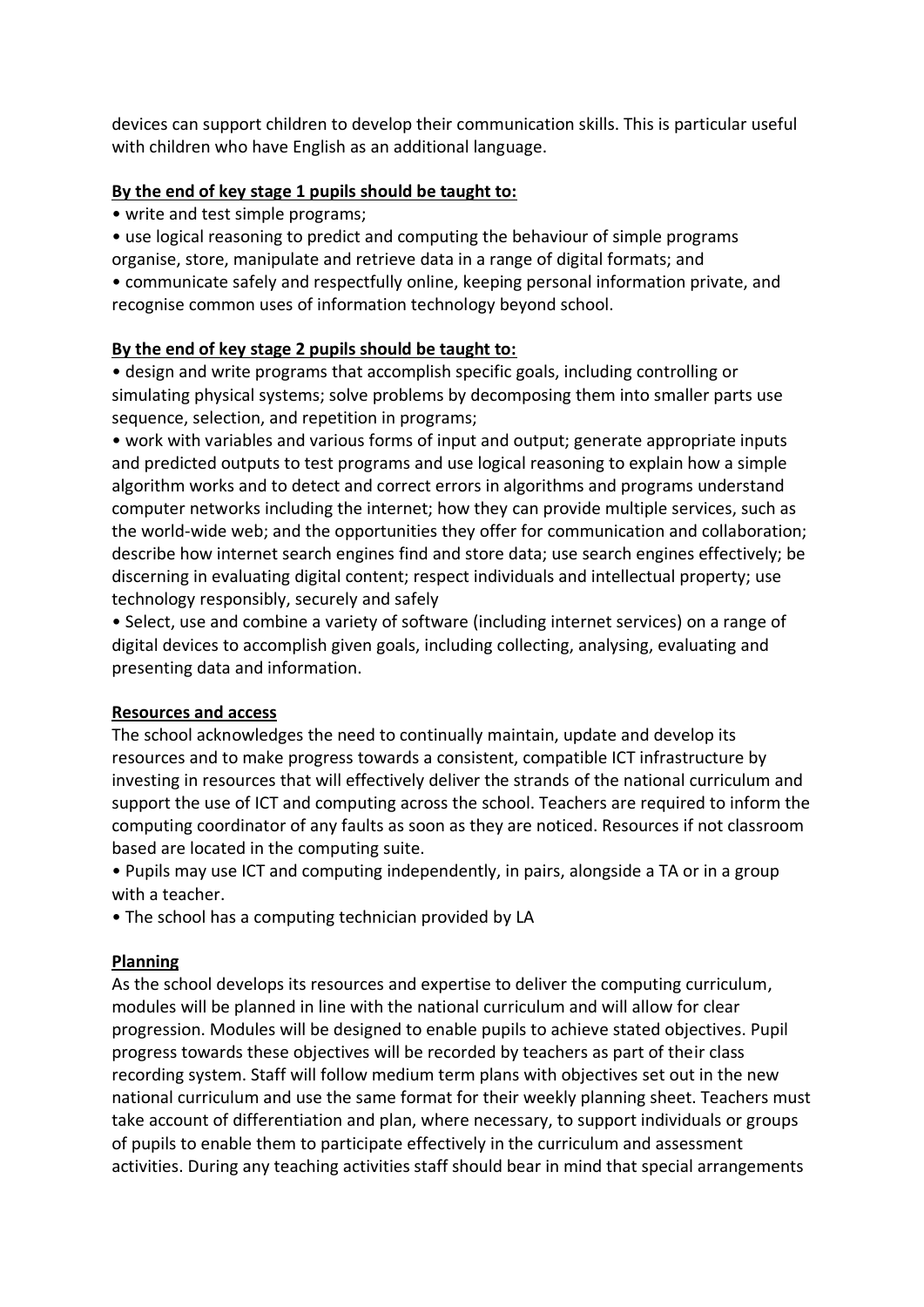devices can support children to develop their communication skills. This is particular useful with children who have English as an additional language.

**By the end of key stage 1 pupils should be taught to:**

- write and test simple programs;
- use logical reasoning to predict and computing the behaviour of simple programs organise, store, manipulate and retrieve data in a range of digital formats; and
- communicate safely and respectfully online, keeping personal information private, and recognise common uses of information technology beyond school.

**By the end of key stage 2 pupils should be taught to:**

- design and write programs that accomplish specific goals, including controlling or simulating physical systems; solve problems by decomposing them into smaller parts use sequence, selection, and repetition in programs;
- work with variables and various forms of input and output; generate appropriate inputs and predicted outputs to test programs and use logical reasoning to explain how a simple algorithm works and to detect and correct errors in algorithms and programs understand computer networks including the internet; how they can provide multiple services, such as the world-wide web; and the opportunities they offer for communication and collaboration; describe how internet search engines find and store data; use search engines effectively; be discerning in evaluating digital content; respect individuals and intellectual property; use technology responsibly, securely and safely
- Select, use and combine a variety of software (including internet services) on a range of digital devices to accomplish given goals, including collecting, analysing, evaluating and presenting data and information.

**Resources and access**

The school acknowledges the need to continually maintain, update and develop its resources and to make progress towards a consistent, compatible ICT infrastructure by investing in resources that will effectively deliver the strands of the national curriculum and support the use of ICT and computing across the school. Teachers are required to inform the computing coordinator of any faults as soon as they are noticed. Resources if not classroom based are located in the computing suite.

- Pupils may use ICT and computing independently, in pairs, alongside a TA or in a group with a teacher.
- The school has a computing technician provided by LA

**Planning**

As the school develops its resources and expertise to deliver the computing curriculum, modules will be planned in line with the national curriculum and will allow for clear progression. Modules will be designed to enable pupils to achieve stated objectives. Pupil progress towards these objectives will be recorded by teachers as part of their class recording system. Staff will follow medium term plans with objectives set out in the new national curriculum and use the same format for their weekly planning sheet. Teachers must take account of differentiation and plan, where necessary, to support individuals or groups of pupils to enable them to participate effectively in the curriculum and assessment activities. During any teaching activities staff should bear in mind that special arrangements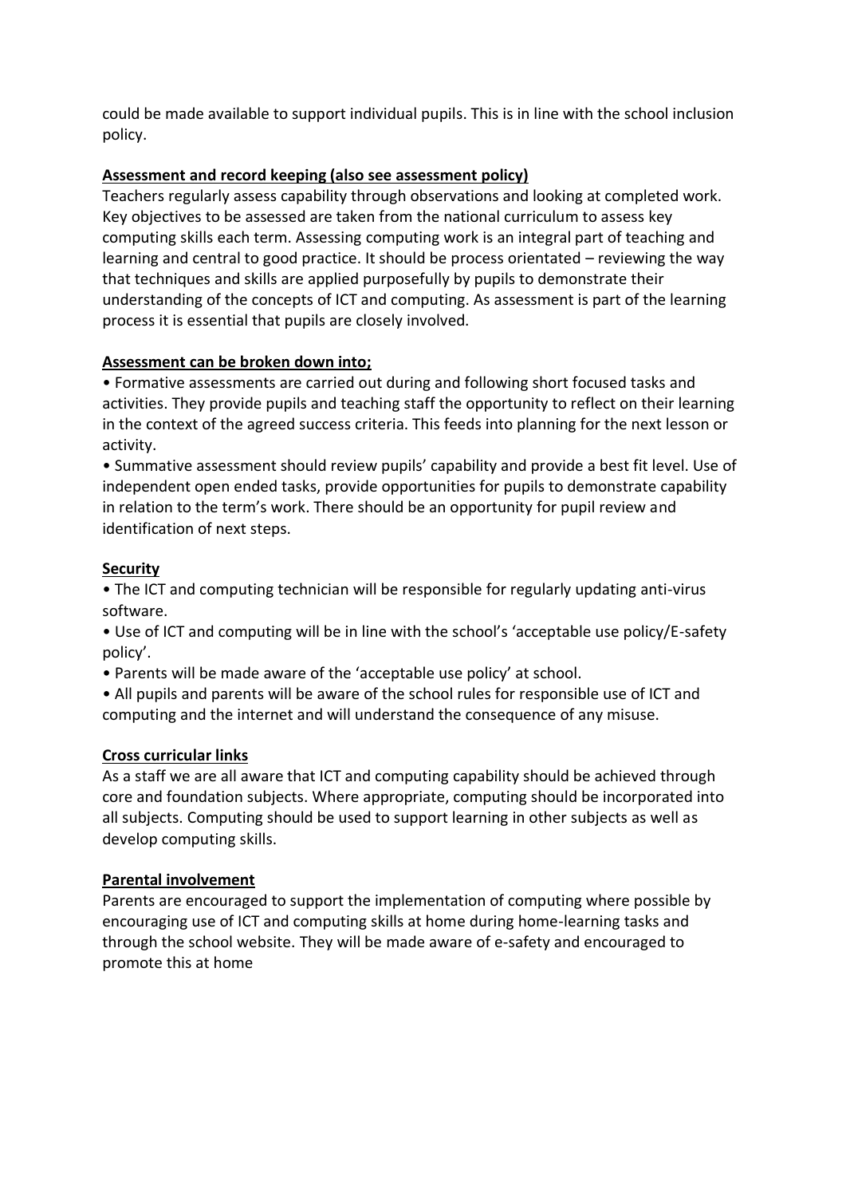could be made available to support individual pupils. This is in line with the school inclusion policy.

**Assessment and record keeping (also see assessment policy)**

Teachers regularly assess capability through observations and looking at completed work. Key objectives to be assessed are taken from the national curriculum to assess key computing skills each term. Assessing computing work is an integral part of teaching and learning and central to good practice. It should be process orientated – reviewing the way that techniques and skills are applied purposefully by pupils to demonstrate their understanding of the concepts of ICT and computing. As assessment is part of the learning process it is essential that pupils are closely involved.

**Assessment can be broken down into;**

- Formative assessments are carried out during and following short focused tasks and activities. They provide pupils and teaching staff the opportunity to reflect on their learning in the context of the agreed success criteria. This feeds into planning for the next lesson or activity.
- Summative assessment should review pupils' capability and provide a best fit level. Use of independent open ended tasks, provide opportunities for pupils to demonstrate capability in relation to the term's work. There should be an opportunity for pupil review and identification of next steps.

**Security**

- The ICT and computing technician will be responsible for regularly updating anti-virus software.
- Use of ICT and computing will be in line with the school's 'acceptable use policy/E-safety policy'.
- Parents will be made aware of the 'acceptable use policy' at school.
- All pupils and parents will be aware of the school rules for responsible use of ICT and computing and the internet and will understand the consequence of any misuse.

**Cross curricular links**

As a staff we are all aware that ICT and computing capability should be achieved through core and foundation subjects. Where appropriate, computing should be incorporated into all subjects. Computing should be used to support learning in other subjects as well as develop computing skills.

**Parental involvement**

Parents are encouraged to support the implementation of computing where possible by encouraging use of ICT and computing skills at home during home-learning tasks and through the school website. They will be made aware of e-safety and encouraged to promote this at home